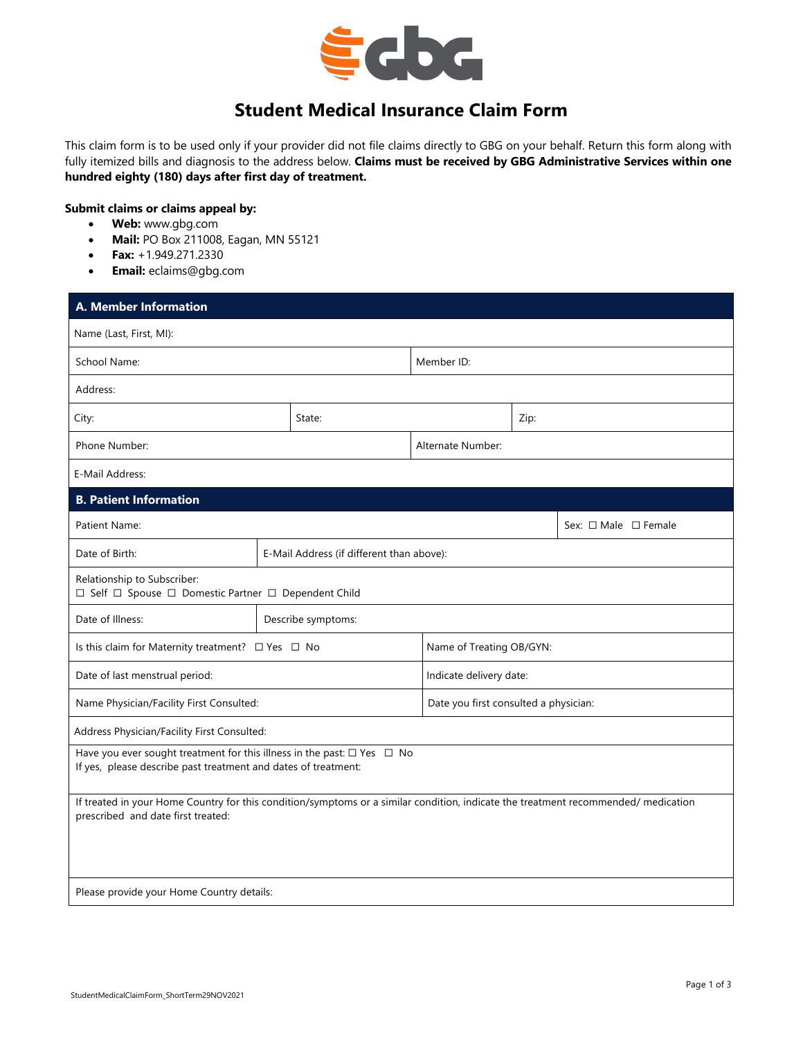# Student Medical Insurance Claim Form

This claim form is to be used only if your provider did not file claims directly to GBG on your behalf. Return this form along with fully itemized bills and diagnosis to the address below. **Claims must be received by GBG Administrative Services within one hundred eighty (180) days after first day of treatment.**

**Submit claims or claims appeal by:**

- **Web:** www.gbg.com
- **Mail:** PO Box 211008, Eagan, MN 55121
- **Fax:** +1.949.271.2330
- **Email:** eclaims@gbg.com

## A. Member Information

| | | |
|---|---|---|
| Name (Last, First, MI): | | |
| School Name: | Member ID: | |
| Address: | | |
| City: | State: | Zip: |
| Phone Number: | Alternate Number: | |
| E-Mail Address: | | |

## B. Patient Information

| | |
|---|---|
| Patient Name: | Sex: ☐ Male ☐ Female |
| Date of Birth: | E-Mail Address (if different than above): |
| Relationship to Subscriber: ☐ Self ☐ Spouse ☐ Domestic Partner ☐ Dependent Child | |
| Date of Illness: | Describe symptoms: |
| Is this claim for Maternity treatment? ☐ Yes ☐ No | Name of Treating OB/GYN: |
| Date of last menstrual period: | Indicate delivery date: |
| Name Physician/Facility First Consulted: | Date you first consulted a physician: |
| Address Physician/Facility First Consulted: | |
| Have you ever sought treatment for this illness in the past: ☐ Yes ☐ No<br>If yes, please describe past treatment and dates of treatment: | |
| If treated in your Home Country for this condition/symptoms or a similar condition, indicate the treatment recommended/ medication prescribed and date first treated: | |
| Please provide your Home Country details: | |

StudentMedicalClaimForm_ShortTerm29NOV2021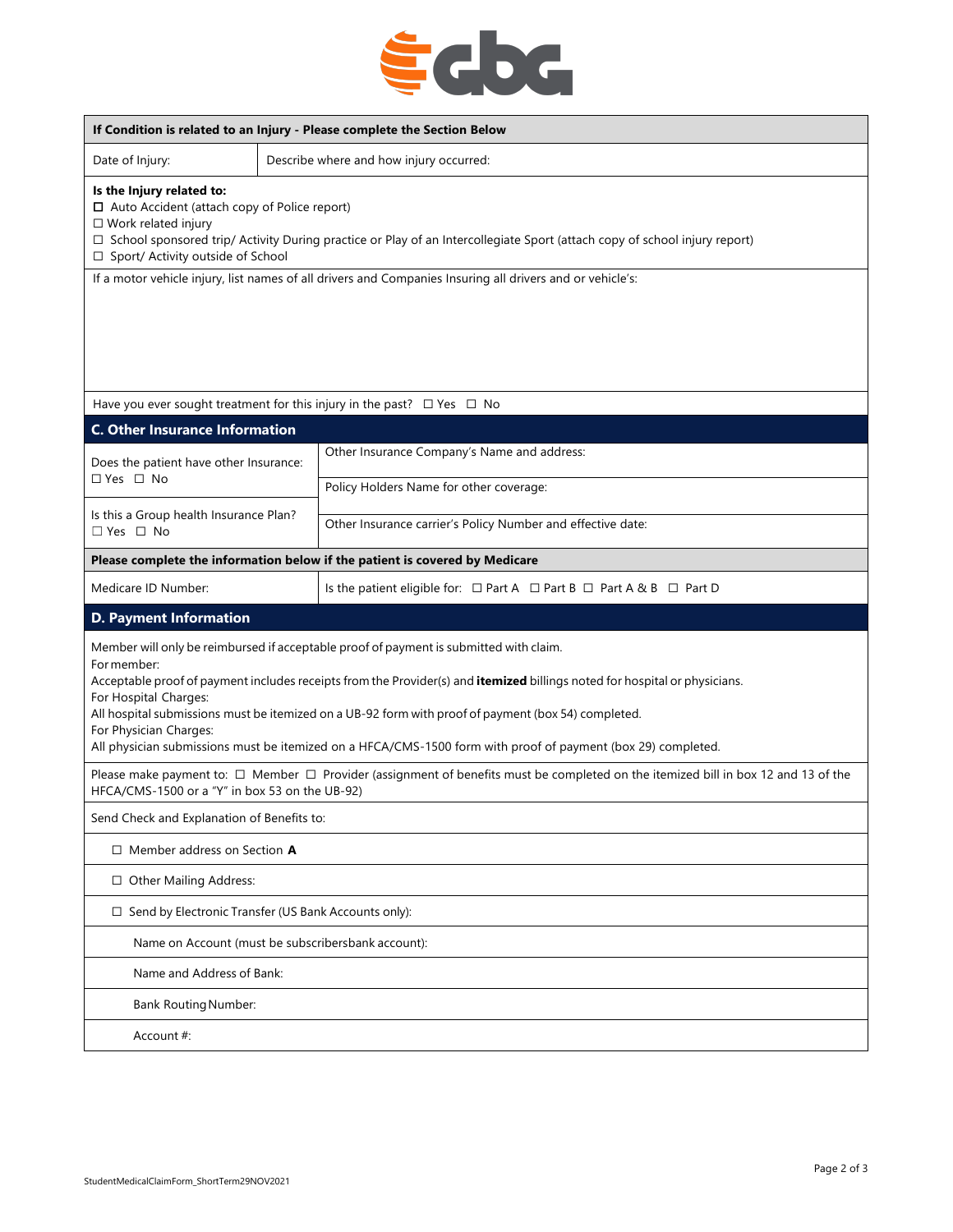**If Condition is related to an Injury - Please complete the Section Below**

| Date of Injury: | Describe where and how injury occurred: |
|---|---|

**Is the Injury related to:**

☐ Auto Accident (attach copy of Police report)
☐ Work related injury
☐ School sponsored trip/ Activity During practice or Play of an Intercollegiate Sport (attach copy of school injury report)
☐ Sport/ Activity outside of School

If a motor vehicle injury, list names of all drivers and Companies Insuring all drivers and or vehicle's:

Have you ever sought treatment for this injury in the past? ☐ Yes ☐ No

## C. Other Insurance Information

| | |
|---|---|
| Does the patient have other Insurance: ☐ Yes ☐ No | Other Insurance Company's Name and address: |
| | Policy Holders Name for other coverage: |
| Is this a Group health Insurance Plan? ☐ Yes ☐ No | Other Insurance carrier's Policy Number and effective date: |

**Please complete the information below if the patient is covered by Medicare**

| Medicare ID Number: | Is the patient eligible for: ☐ Part A ☐ Part B ☐ Part A & B ☐ Part D |
|---|---|

## D. Payment Information

Member will only be reimbursed if acceptable proof of payment is submitted with claim.
For member:
Acceptable proof of payment includes receipts from the Provider(s) and **itemized** billings noted for hospital or physicians.
For Hospital Charges:
All hospital submissions must be itemized on a UB-92 form with proof of payment (box 54) completed.
For Physician Charges:
All physician submissions must be itemized on a HFCA/CMS-1500 form with proof of payment (box 29) completed.

Please make payment to: ☐ Member ☐ Provider (assignment of benefits must be completed on the itemized bill in box 12 and 13 of the HFCA/CMS-1500 or a "Y" in box 53 on the UB-92)

Send Check and Explanation of Benefits to:

☐ Member address on Section **A**

☐ Other Mailing Address:

☐ Send by Electronic Transfer (US Bank Accounts only):

Name on Account (must be subscribersbank account):

Name and Address of Bank:

Bank Routing Number:

Account #: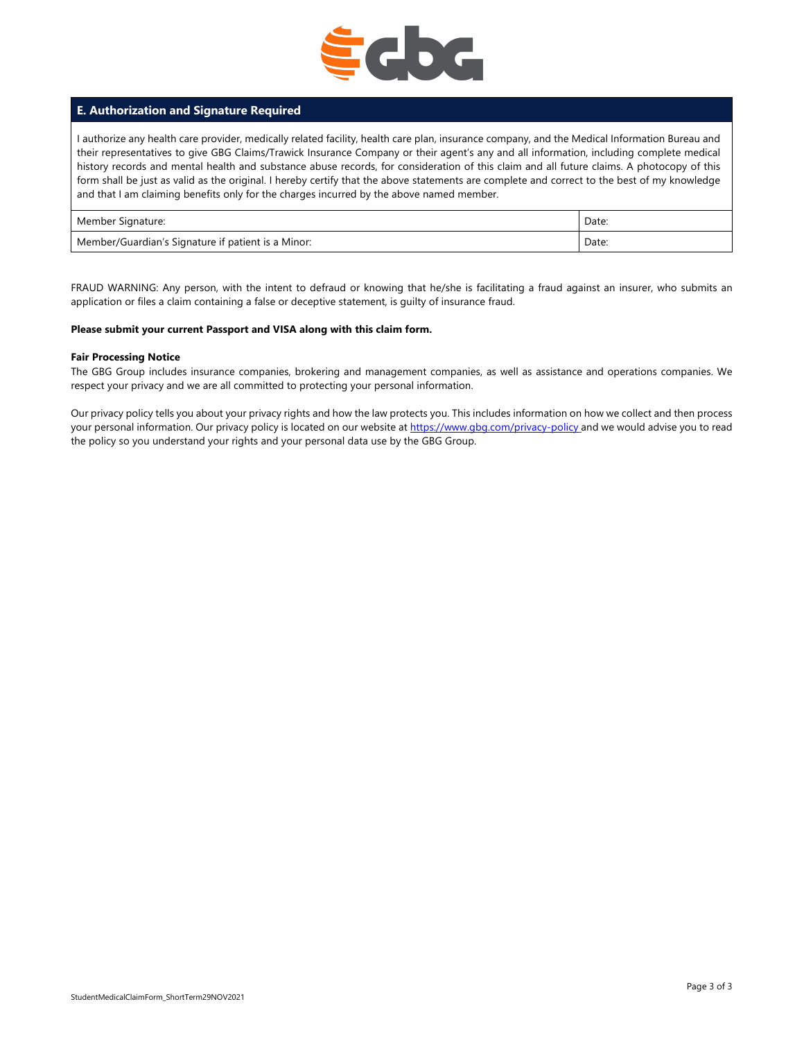## E. Authorization and Signature Required

I authorize any health care provider, medically related facility, health care plan, insurance company, and the Medical Information Bureau and their representatives to give GBG Claims/Trawick Insurance Company or their agent's any and all information, including complete medical history records and mental health and substance abuse records, for consideration of this claim and all future claims. A photocopy of this form shall be just as valid as the original. I hereby certify that the above statements are complete and correct to the best of my knowledge and that I am claiming benefits only for the charges incurred by the above named member.

| | |
|---|---|
| Member Signature: | Date: |
| Member/Guardian's Signature if patient is a Minor: | Date: |

FRAUD WARNING: Any person, with the intent to defraud or knowing that he/she is facilitating a fraud against an insurer, who submits an application or files a claim containing a false or deceptive statement, is guilty of insurance fraud.

**Please submit your current Passport and VISA along with this claim form.**

**Fair Processing Notice**

The GBG Group includes insurance companies, brokering and management companies, as well as assistance and operations companies. We respect your privacy and we are all committed to protecting your personal information.

Our privacy policy tells you about your privacy rights and how the law protects you. This includes information on how we collect and then process your personal information. Our privacy policy is located on our website at https://www.gbg.com/privacy-policy and we would advise you to read the policy so you understand your rights and your personal data use by the GBG Group.

StudentMedicalClaimForm_ShortTerm29NOV2021